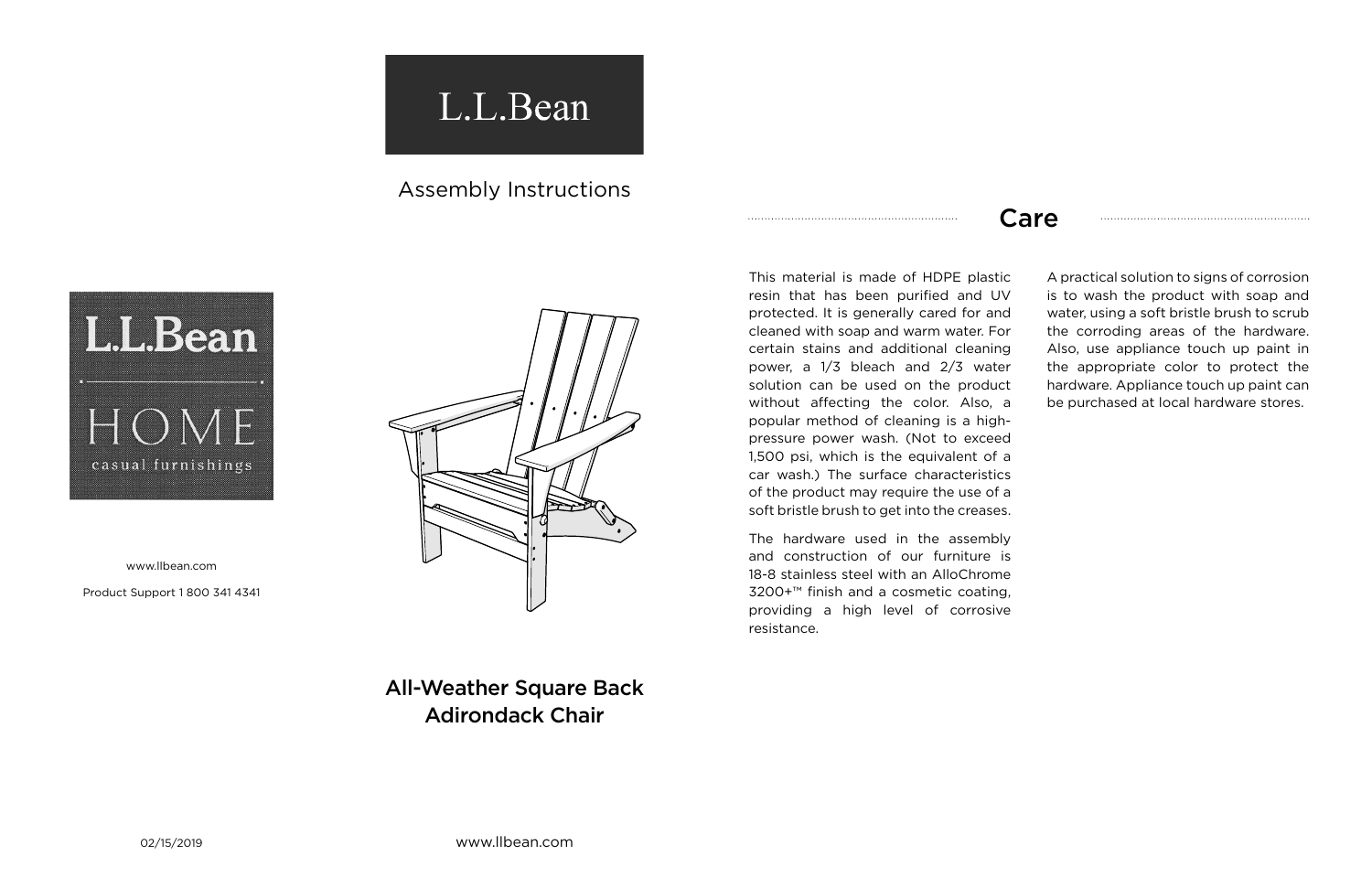# L.L.Bean

Assembly Instructions

L.L.Bean

HOME

casual furnishings

www.llbean.com

Product Support 1 800 341 4341

## All-Weather Square Back Adirondack Chair

02/15/2019

www.llbean.com

## Care

This material is made of HDPE plastic resin that has been purified and UV protected. It is generally cared for and cleaned with soap and warm water. For certain stains and additional cleaning power, a 1/3 bleach and 2/3 water solution can be used on the product without affecting the color. Also, a popular method of cleaning is a high-pressure power wash. (Not to exceed 1,500 psi, which is the equivalent of a car wash.) The surface characteristics of the product may require the use of a soft bristle brush to get into the creases.

The hardware used in the assembly and construction of our furniture is 18-8 stainless steel with an AlloChrome 3200+™ finish and a cosmetic coating, providing a high level of corrosive resistance.

A practical solution to signs of corrosion is to wash the product with soap and water, using a soft bristle brush to scrub the corroding areas of the hardware. Also, use appliance touch up paint in the appropriate color to protect the hardware. Appliance touch up paint can be purchased at local hardware stores.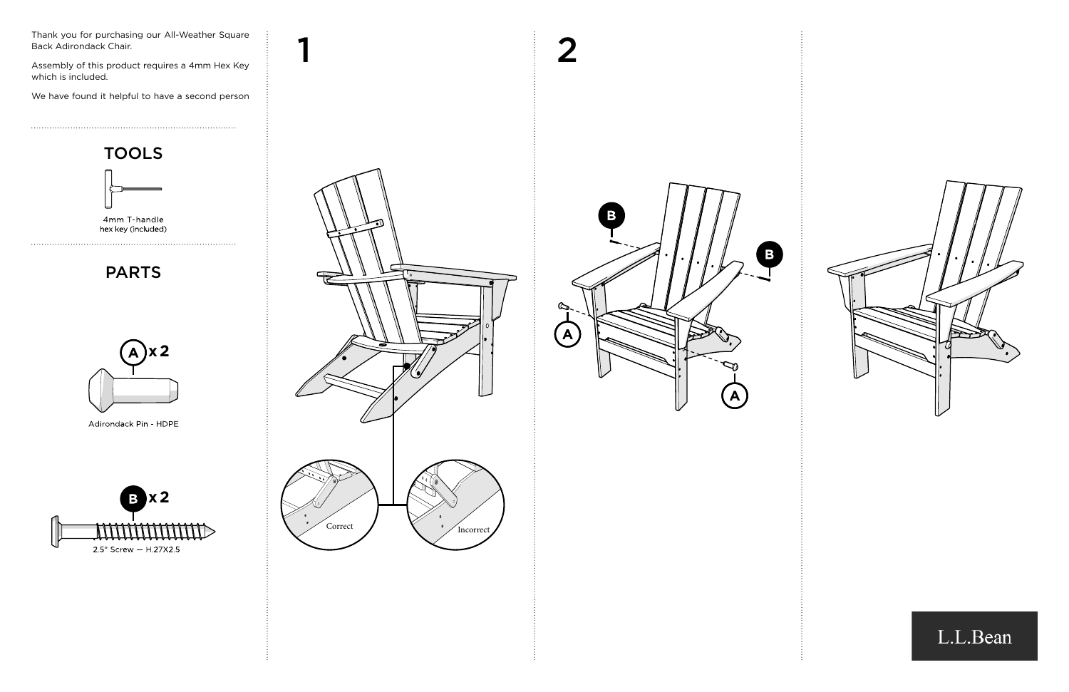Thank you for purchasing our All-Weather Square Back Adirondack Chair.

Assembly of this product requires a 4mm Hex Key which is included.

We have found it helpful to have a second person

## TOOLS

4mm T-handle hex key (included)

## PARTS

A x 2

Adirondack Pin - HDPE

B x 2

2.5" Screw — H.27X2.5

# 1

Correct

Incorrect

# 2

B

B

A

A

L.L.Bean